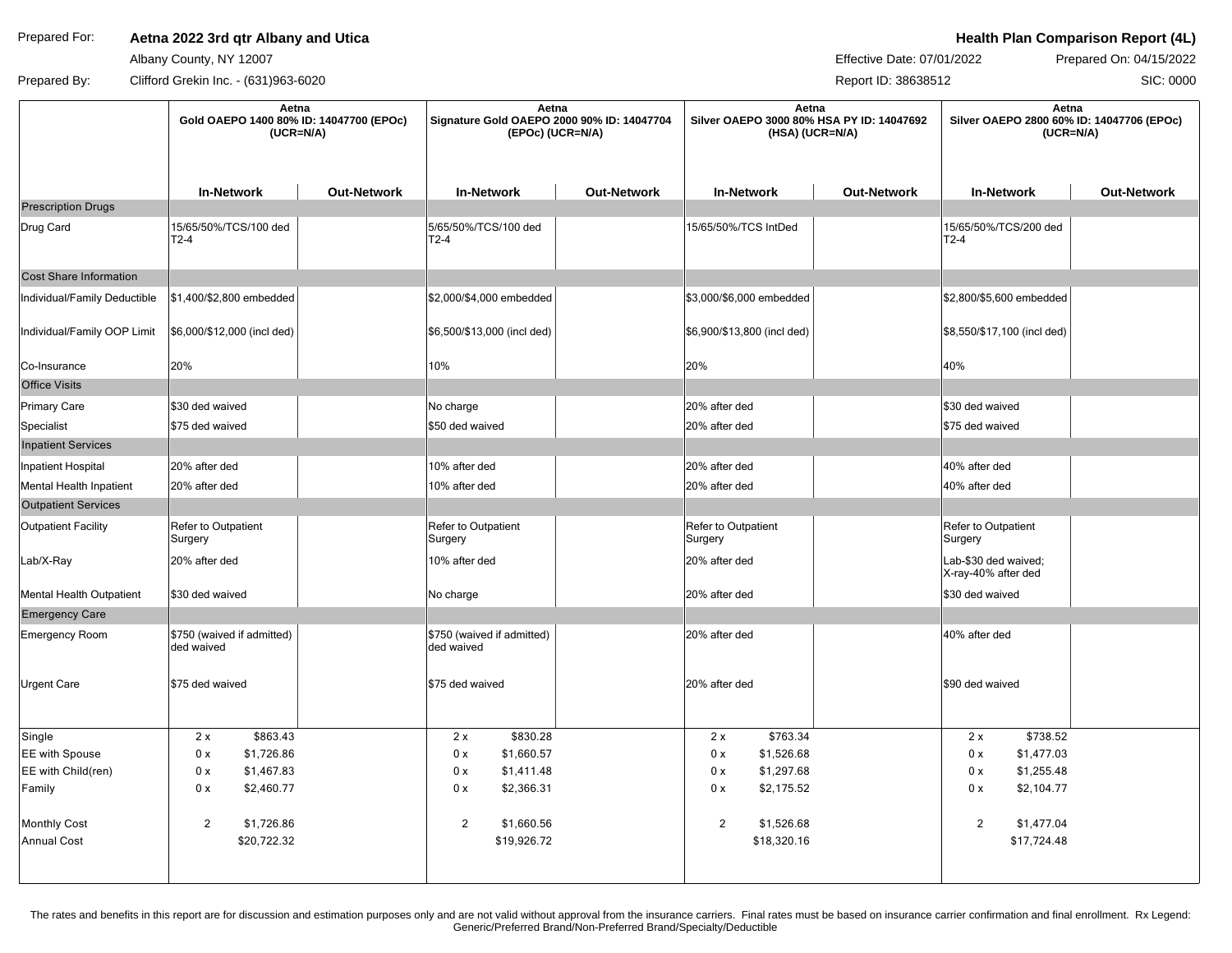Prepared For: **Aetna 2022 3rd qtr Albany and Utica**
Albany County, NY 12007

Prepared By: Clifford Grekin Inc. - (631)963-6020

**Health Plan Comparison Report (4L)**
Effective Date: 07/01/2022 | Prepared On: 04/15/2022
Report ID: 38638512 | SIC: 0000

| | Aetna Gold OAEPO 1400 80% ID: 14047700 (EPOc) (UCR=N/A) | | Aetna Signature Gold OAEPO 2000 90% ID: 14047704 (EPOc) (UCR=N/A) | | Aetna Silver OAEPO 3000 80% HSA PY ID: 14047692 (HSA) (UCR=N/A) | | Aetna Silver OAEPO 2800 60% ID: 14047706 (EPOc) (UCR=N/A) | |
|---|---|---|---|---|---|---|---|---|
| | **In-Network** | **Out-Network** | **In-Network** | **Out-Network** | **In-Network** | **Out-Network** | **In-Network** | **Out-Network** |
| **Prescription Drugs** | | | | | | | | |
| Drug Card | 15/65/50%/TCS/100 ded T2-4 | | 5/65/50%/TCS/100 ded T2-4 | | 15/65/50%/TCS IntDed | | 15/65/50%/TCS/200 ded T2-4 | |
| **Cost Share Information** | | | | | | | | |
| Individual/Family Deductible | $1,400/$2,800 embedded | | $2,000/$4,000 embedded | | $3,000/$6,000 embedded | | $2,800/$5,600 embedded | |
| Individual/Family OOP Limit | $6,000/$12,000 (incl ded) | | $6,500/$13,000 (incl ded) | | $6,900/$13,800 (incl ded) | | $8,550/$17,100 (incl ded) | |
| Co-Insurance | 20% | | 10% | | 20% | | 40% | |
| **Office Visits** | | | | | | | | |
| Primary Care | $30 ded waived | | No charge | | 20% after ded | | $30 ded waived | |
| Specialist | $75 ded waived | | $50 ded waived | | 20% after ded | | $75 ded waived | |
| **Inpatient Services** | | | | | | | | |
| Inpatient Hospital | 20% after ded | | 10% after ded | | 20% after ded | | 40% after ded | |
| Mental Health Inpatient | 20% after ded | | 10% after ded | | 20% after ded | | 40% after ded | |
| **Outpatient Services** | | | | | | | | |
| Outpatient Facility | Refer to Outpatient Surgery | | Refer to Outpatient Surgery | | Refer to Outpatient Surgery | | Refer to Outpatient Surgery | |
| Lab/X-Ray | 20% after ded | | 10% after ded | | 20% after ded | | Lab-$30 ded waived; X-ray-40% after ded | |
| Mental Health Outpatient | $30 ded waived | | No charge | | 20% after ded | | $30 ded waived | |
| **Emergency Care** | | | | | | | | |
| Emergency Room | $750 (waived if admitted) ded waived | | $750 (waived if admitted) ded waived | | 20% after ded | | 40% after ded | |
| Urgent Care | $75 ded waived | | $75 ded waived | | 20% after ded | | $90 ded waived | |
| Single | 2 x $863.43 | | 2 x $830.28 | | 2 x $763.34 | | 2 x $738.52 | |
| EE with Spouse | 0 x $1,726.86 | | 0 x $1,660.57 | | 0 x $1,526.68 | | 0 x $1,477.03 | |
| EE with Child(ren) | 0 x $1,467.83 | | 0 x $1,411.48 | | 0 x $1,297.68 | | 0 x $1,255.48 | |
| Family | 0 x $2,460.77 | | 0 x $2,366.31 | | 0 x $2,175.52 | | 0 x $2,104.77 | |
| Monthly Cost | 2 $1,726.86 | | 2 $1,660.56 | | 2 $1,526.68 | | 2 $1,477.04 | |
| Annual Cost | $20,722.32 | | $19,926.72 | | $18,320.16 | | $17,724.48 | |

The rates and benefits in this report are for discussion and estimation purposes only and are not valid without approval from the insurance carriers. Final rates must be based on insurance carrier confirmation and final enrollment. Rx Legend: Generic/Preferred Brand/Non-Preferred Brand/Specialty/Deductible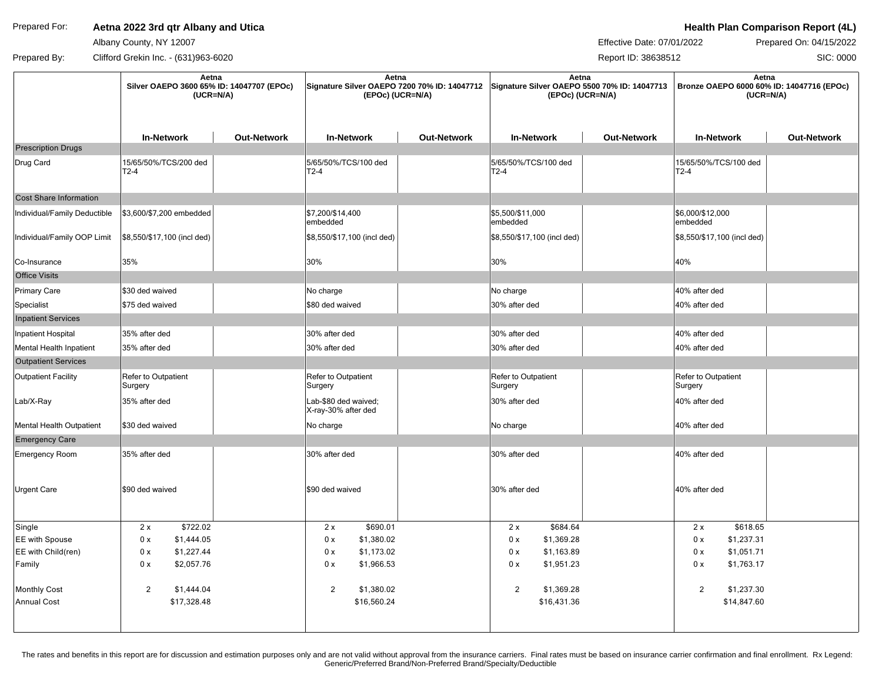Prepared For: **Aetna 2022 3rd qtr Albany and Utica**

Albany County, NY 12007

Prepared By: Clifford Grekin Inc. - (631)963-6020

**Health Plan Comparison Report (4L)**

Effective Date: 07/01/2022 Prepared On: 04/15/2022

Report ID: 38638512 SIC: 0000

| | Aetna Silver OAEPO 3600 65% ID: 14047707 (EPOc) (UCR=N/A) | | Aetna Signature Silver OAEPO 7200 70% ID: 14047712 (EPOc) (UCR=N/A) | | Aetna Signature Silver OAEPO 5500 70% ID: 14047713 (EPOc) (UCR=N/A) | | Aetna Bronze OAEPO 6000 60% ID: 14047716 (EPOc) (UCR=N/A) | |
|---|---|---|---|---|---|---|---|---|
| | **In-Network** | **Out-Network** | **In-Network** | **Out-Network** | **In-Network** | **Out-Network** | **In-Network** | **Out-Network** |
| **Prescription Drugs** | | | | | | | | |
| Drug Card | 15/65/50%/TCS/200 ded T2-4 | | 5/65/50%/TCS/100 ded T2-4 | | 5/65/50%/TCS/100 ded T2-4 | | 15/65/50%/TCS/100 ded T2-4 | |
| **Cost Share Information** | | | | | | | | |
| Individual/Family Deductible | $3,600/$7,200 embedded | | $7,200/$14,400 embedded | | $5,500/$11,000 embedded | | $6,000/$12,000 embedded | |
| Individual/Family OOP Limit | $8,550/$17,100 (incl ded) | | $8,550/$17,100 (incl ded) | | $8,550/$17,100 (incl ded) | | $8,550/$17,100 (incl ded) | |
| Co-Insurance | 35% | | 30% | | 30% | | 40% | |
| **Office Visits** | | | | | | | | |
| Primary Care | $30 ded waived | | No charge | | No charge | | 40% after ded | |
| Specialist | $75 ded waived | | $80 ded waived | | 30% after ded | | 40% after ded | |
| **Inpatient Services** | | | | | | | | |
| Inpatient Hospital | 35% after ded | | 30% after ded | | 30% after ded | | 40% after ded | |
| Mental Health Inpatient | 35% after ded | | 30% after ded | | 30% after ded | | 40% after ded | |
| **Outpatient Services** | | | | | | | | |
| Outpatient Facility | Refer to Outpatient Surgery | | Refer to Outpatient Surgery | | Refer to Outpatient Surgery | | Refer to Outpatient Surgery | |
| Lab/X-Ray | 35% after ded | | Lab-$80 ded waived; X-ray-30% after ded | | 30% after ded | | 40% after ded | |
| Mental Health Outpatient | $30 ded waived | | No charge | | No charge | | 40% after ded | |
| **Emergency Care** | | | | | | | | |
| Emergency Room | 35% after ded | | 30% after ded | | 30% after ded | | 40% after ded | |
| Urgent Care | $90 ded waived | | $90 ded waived | | 30% after ded | | 40% after ded | |
| Single | 2 x $722.02 | | 2 x $690.01 | | 2 x $684.64 | | 2 x $618.65 | |
| EE with Spouse | 0 x $1,444.05 | | 0 x $1,380.02 | | 0 x $1,369.28 | | 0 x $1,237.31 | |
| EE with Child(ren) | 0 x $1,227.44 | | 0 x $1,173.02 | | 0 x $1,163.89 | | 0 x $1,051.71 | |
| Family | 0 x $2,057.76 | | 0 x $1,966.53 | | 0 x $1,951.23 | | 0 x $1,763.17 | |
| Monthly Cost | 2 $1,444.04 | | 2 $1,380.02 | | 2 $1,369.28 | | 2 $1,237.30 | |
| Annual Cost | $17,328.48 | | $16,560.24 | | $16,431.36 | | $14,847.60 | |

The rates and benefits in this report are for discussion and estimation purposes only and are not valid without approval from the insurance carriers. Final rates must be based on insurance carrier confirmation and final enrollment. Rx Legend: Generic/Preferred Brand/Non-Preferred Brand/Specialty/Deductible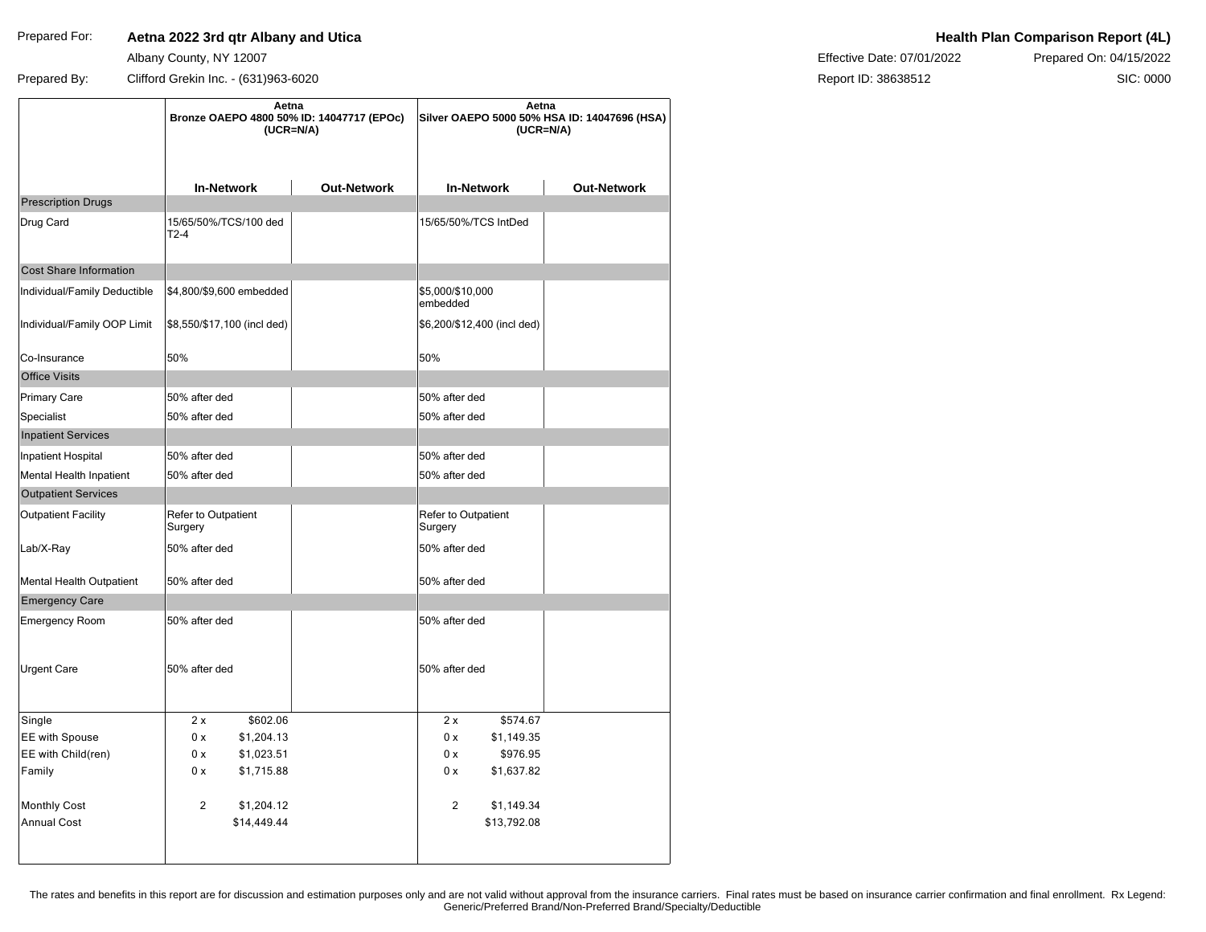Prepared For: **Aetna 2022 3rd qtr Albany and Utica**
Albany County, NY 12007

Prepared By: Clifford Grekin Inc. - (631)963-6020

**Health Plan Comparison Report (4L)**

Effective Date: 07/01/2022 | Prepared On: 04/15/2022

Report ID: 38638512 | SIC: 0000

| | Aetna Bronze OAEPO 4800 50% ID: 14047717 (EPOc) (UCR=N/A) | | Aetna Silver OAEPO 5000 50% HSA ID: 14047696 (HSA) (UCR=N/A) | |
|---|---|---|---|---|
| | **In-Network** | **Out-Network** | **In-Network** | **Out-Network** |
| **Prescription Drugs** | | | | |
| Drug Card | 15/65/50%/TCS/100 ded T2-4 | | 15/65/50%/TCS IntDed | |
| **Cost Share Information** | | | | |
| Individual/Family Deductible | $4,800/$9,600 embedded | | $5,000/$10,000 embedded | |
| Individual/Family OOP Limit | $8,550/$17,100 (incl ded) | | $6,200/$12,400 (incl ded) | |
| Co-Insurance | 50% | | 50% | |
| **Office Visits** | | | | |
| Primary Care | 50% after ded | | 50% after ded | |
| Specialist | 50% after ded | | 50% after ded | |
| **Inpatient Services** | | | | |
| Inpatient Hospital | 50% after ded | | 50% after ded | |
| Mental Health Inpatient | 50% after ded | | 50% after ded | |
| **Outpatient Services** | | | | |
| Outpatient Facility | Refer to Outpatient Surgery | | Refer to Outpatient Surgery | |
| Lab/X-Ray | 50% after ded | | 50% after ded | |
| Mental Health Outpatient | 50% after ded | | 50% after ded | |
| **Emergency Care** | | | | |
| Emergency Room | 50% after ded | | 50% after ded | |
| Urgent Care | 50% after ded | | 50% after ded | |
| Single | 2 x $602.06 | | 2 x $574.67 | |
| EE with Spouse | 0 x $1,204.13 | | 0 x $1,149.35 | |
| EE with Child(ren) | 0 x $1,023.51 | | 0 x $976.95 | |
| Family | 0 x $1,715.88 | | 0 x $1,637.82 | |
| Monthly Cost | 2 $1,204.12 | | 2 $1,149.34 | |
| Annual Cost | $14,449.44 | | $13,792.08 | |

The rates and benefits in this report are for discussion and estimation purposes only and are not valid without approval from the insurance carriers. Final rates must be based on insurance carrier confirmation and final enrollment. Rx Legend: Generic/Preferred Brand/Non-Preferred Brand/Specialty/Deductible